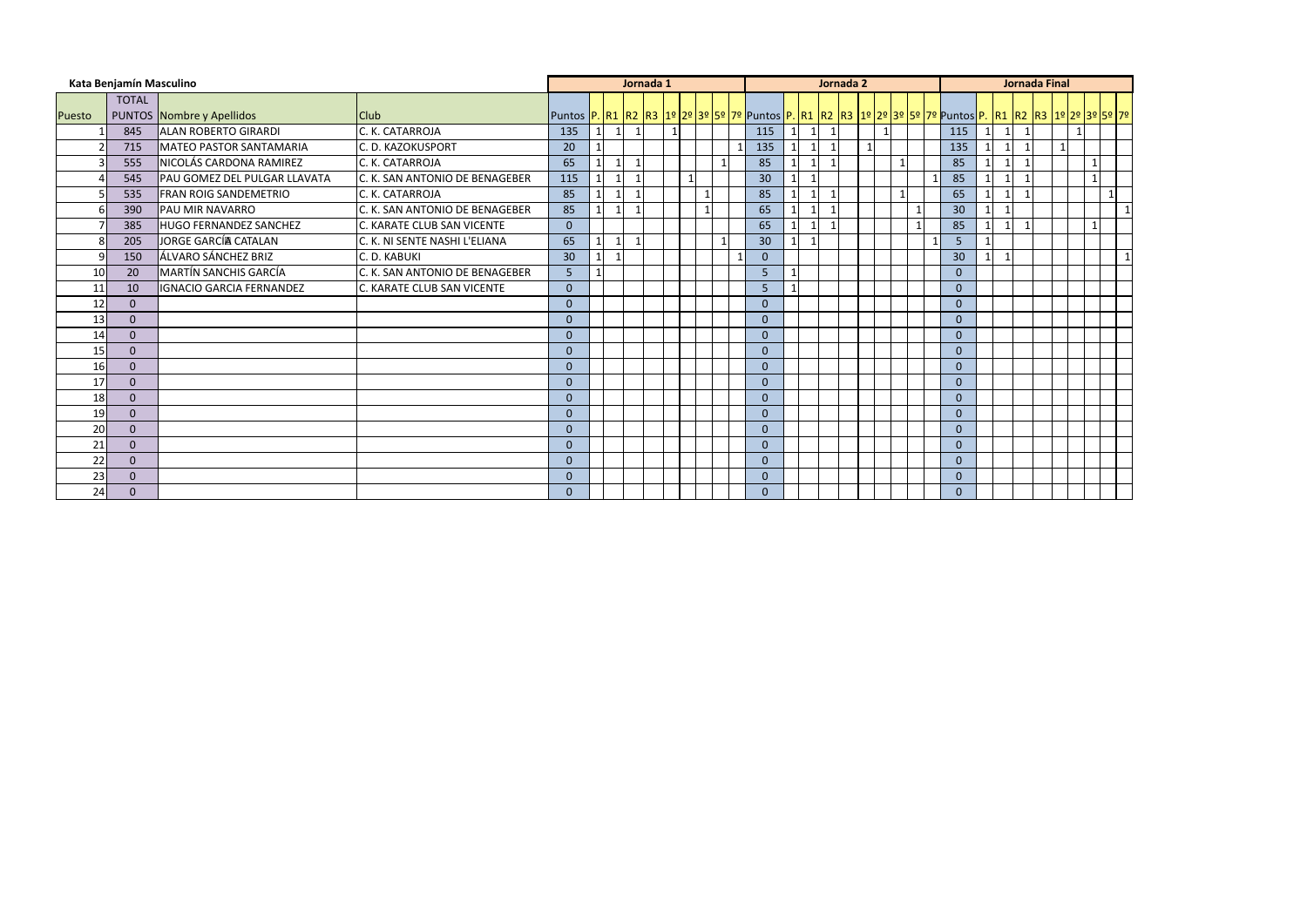**Kata Benjamín Masculino**

| Puesto | TOTAL PUNTOS | Nombre y Apellidos | Club | Jornada 1 | | | | | | | | | | Jornada 2 | | | | | | | | | | Jornada Final | | | | | | | | | |
|---|---|---|---|---|---|---|---|---|---|---|---|---|---|---|---|---|---|---|---|---|---|---|---|---|---|---|---|---|---|---|---|---|---|
| | | | | Puntos | P. | R1 | R2 | R3 | 1º | 2º | 3º | 5º | 7º | Puntos | P. | R1 | R2 | R3 | 1º | 2º | 3º | 5º | 7º | Puntos | P. | R1 | R2 | R3 | 1º | 2º | 3º | 5º | 7º |
| 1 | 845 | ALAN ROBERTO GIRARDI | C. K. CATARROJA | 135 | 1 | 1 | 1 | | 1 | | | | | 115 | 1 | 1 | 1 | | | 1 | | | | 115 | 1 | 1 | 1 | | | 1 | | | |
| 2 | 715 | MATEO PASTOR SANTAMARIA | C. D. KAZOKUSPORT | 20 | 1 | | | | | | | | 1 | 135 | 1 | 1 | 1 | | 1 | | | | | 135 | 1 | 1 | 1 | | 1 | | | | |
| 3 | 555 | NICOLÁS CARDONA RAMIREZ | C. K. CATARROJA | 65 | 1 | 1 | 1 | | | | | 1 | | 85 | 1 | 1 | 1 | | | | 1 | | | 85 | 1 | 1 | 1 | | | | 1 | | |
| 4 | 545 | PAU GOMEZ DEL PULGAR LLAVATA | C. K. SAN ANTONIO DE BENAGEBER | 115 | 1 | 1 | 1 | | | 1 | | | | 30 | 1 | 1 | | | | | | | 1 | 85 | 1 | 1 | 1 | | | | 1 | | |
| 5 | 535 | FRAN ROIG SANDEMETRIO | C. K. CATARROJA | 85 | 1 | 1 | 1 | | | | 1 | | | 85 | 1 | 1 | 1 | | | | 1 | | | 65 | 1 | 1 | 1 | | | | | 1 | |
| 6 | 390 | PAU MIR NAVARRO | C. K. SAN ANTONIO DE BENAGEBER | 85 | 1 | 1 | 1 | | | | 1 | | | 65 | 1 | 1 | 1 | | | | | 1 | | 30 | 1 | 1 | | | | | | | 1 |
| 7 | 385 | HUGO FERNANDEZ SANCHEZ | C. KARATE CLUB SAN VICENTE | 0 | | | | | | | | | | 65 | 1 | 1 | 1 | | | | | 1 | | 85 | 1 | 1 | 1 | | | | 1 | | |
| 8 | 205 | JORGE GARCÍA CATALAN | C. K. NI SENTE NASHI L'ELIANA | 65 | 1 | 1 | 1 | | | | | 1 | | 30 | 1 | 1 | | | | | | | 1 | 5 | 1 | | | | | | | | |
| 9 | 150 | ÁLVARO SÁNCHEZ BRIZ | C. D. KABUKI | 30 | 1 | 1 | | | | | | | 1 | 0 | | | | | | | | | | 30 | 1 | 1 | | | | | | | 1 |
| 10 | 20 | MARTÍN SANCHIS GARCÍA | C. K. SAN ANTONIO DE BENAGEBER | 5 | 1 | | | | | | | | | 5 | 1 | | | | | | | | | 0 | | | | | | | | | |
| 11 | 10 | IGNACIO GARCIA FERNANDEZ | C. KARATE CLUB SAN VICENTE | 0 | | | | | | | | | | 5 | 1 | | | | | | | | | 0 | | | | | | | | | |
| 12 | 0 | | | 0 | | | | | | | | | | 0 | | | | | | | | | | 0 | | | | | | | | | |
| 13 | 0 | | | 0 | | | | | | | | | | 0 | | | | | | | | | | 0 | | | | | | | | | |
| 14 | 0 | | | 0 | | | | | | | | | | 0 | | | | | | | | | | 0 | | | | | | | | | |
| 15 | 0 | | | 0 | | | | | | | | | | 0 | | | | | | | | | | 0 | | | | | | | | | |
| 16 | 0 | | | 0 | | | | | | | | | | 0 | | | | | | | | | | 0 | | | | | | | | | |
| 17 | 0 | | | 0 | | | | | | | | | | 0 | | | | | | | | | | 0 | | | | | | | | | |
| 18 | 0 | | | 0 | | | | | | | | | | 0 | | | | | | | | | | 0 | | | | | | | | | |
| 19 | 0 | | | 0 | | | | | | | | | | 0 | | | | | | | | | | 0 | | | | | | | | | |
| 20 | 0 | | | 0 | | | | | | | | | | 0 | | | | | | | | | | 0 | | | | | | | | | |
| 21 | 0 | | | 0 | | | | | | | | | | 0 | | | | | | | | | | 0 | | | | | | | | | |
| 22 | 0 | | | 0 | | | | | | | | | | 0 | | | | | | | | | | 0 | | | | | | | | | |
| 23 | 0 | | | 0 | | | | | | | | | | 0 | | | | | | | | | | 0 | | | | | | | | | |
| 24 | 0 | | | 0 | | | | | | | | | | 0 | | | | | | | | | | 0 | | | | | | | | | |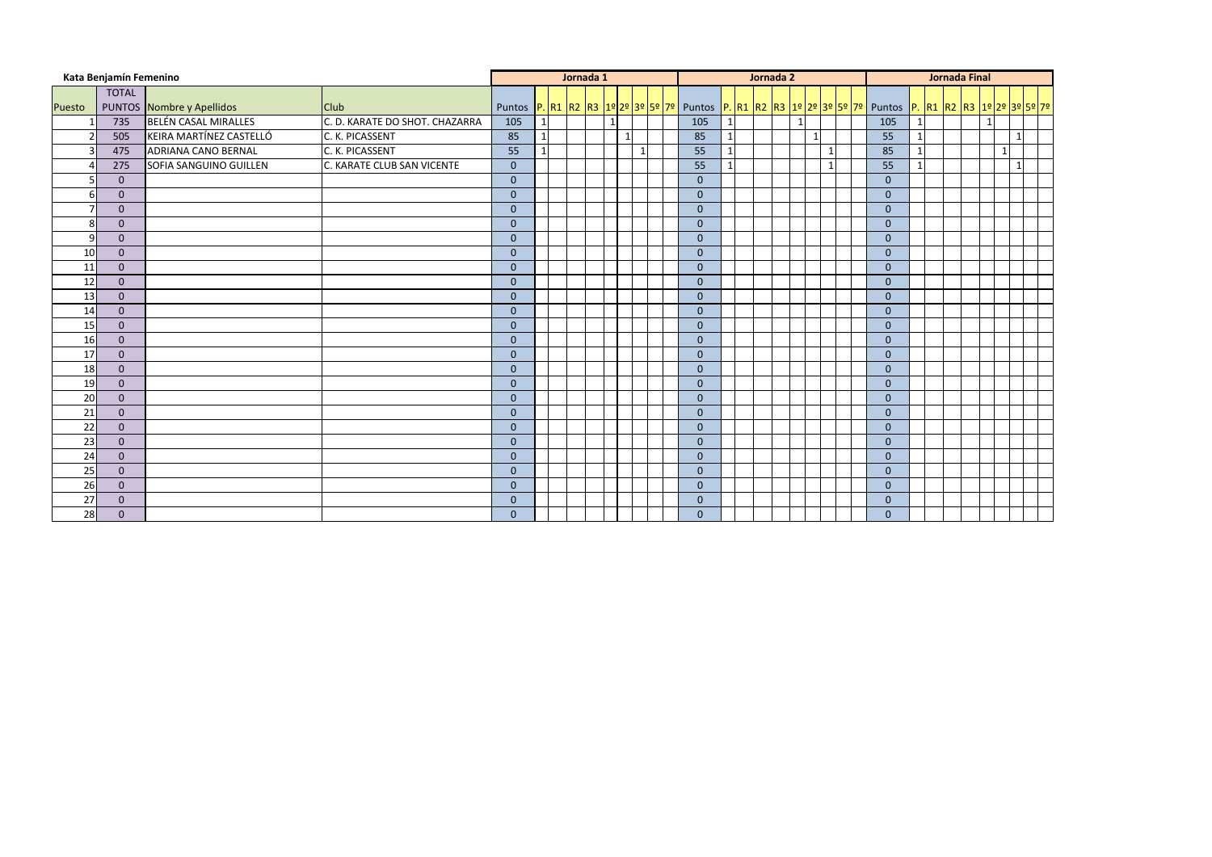**Kata Benjamín Femenino**

| Puesto | TOTAL PUNTOS | Nombre y Apellidos | Club | Jornada 1 | | | | | | | | | | Jornada 2 | | | | | | | | | | Jornada Final | | | | | | | | | |
|---|---|---|---|---|---|---|---|---|---|---|---|---|---|---|---|---|---|---|---|---|---|---|---|---|---|---|---|---|---|---|---|---|---|
| | | | | Puntos | P. | R1 | R2 | R3 | 1º | 2º | 3º | 5º | 7º | Puntos | P. | R1 | R2 | R3 | 1º | 2º | 3º | 5º | 7º | Puntos | P. | R1 | R2 | R3 | 1º | 2º | 3º | 5º | 7º |
| 1 | 735 | BELÉN CASAL MIRALLES | C. D. KARATE DO SHOT. CHAZARRA | 105 | 1 | | | | 1 | | | | | 105 | 1 | | | | 1 | | | | | 105 | 1 | | | | 1 | | | | |
| 2 | 505 | KEIRA MARTÍNEZ CASTELLÓ | C. K. PICASSENT | 85 | 1 | | | | | 1 | | | | 85 | 1 | | | | | 1 | | | | 55 | 1 | | | | | | 1 | | |
| 3 | 475 | ADRIANA CANO BERNAL | C. K. PICASSENT | 55 | 1 | | | | | | 1 | | | 55 | 1 | | | | | | 1 | | | 85 | 1 | | | | | 1 | | | |
| 4 | 275 | SOFIA SANGUINO GUILLEN | C. KARATE CLUB SAN VICENTE | 0 | | | | | | | | | | 55 | 1 | | | | | | 1 | | | 55 | 1 | | | | | | 1 | | |
| 5 | 0 | | | 0 | | | | | | | | | | 0 | | | | | | | | | | 0 | | | | | | | | | |
| 6 | 0 | | | 0 | | | | | | | | | | 0 | | | | | | | | | | 0 | | | | | | | | | |
| 7 | 0 | | | 0 | | | | | | | | | | 0 | | | | | | | | | | 0 | | | | | | | | | |
| 8 | 0 | | | 0 | | | | | | | | | | 0 | | | | | | | | | | 0 | | | | | | | | | |
| 9 | 0 | | | 0 | | | | | | | | | | 0 | | | | | | | | | | 0 | | | | | | | | | |
| 10 | 0 | | | 0 | | | | | | | | | | 0 | | | | | | | | | | 0 | | | | | | | | | |
| 11 | 0 | | | 0 | | | | | | | | | | 0 | | | | | | | | | | 0 | | | | | | | | | |
| 12 | 0 | | | 0 | | | | | | | | | | 0 | | | | | | | | | | 0 | | | | | | | | | |
| 13 | 0 | | | 0 | | | | | | | | | | 0 | | | | | | | | | | 0 | | | | | | | | | |
| 14 | 0 | | | 0 | | | | | | | | | | 0 | | | | | | | | | | 0 | | | | | | | | | |
| 15 | 0 | | | 0 | | | | | | | | | | 0 | | | | | | | | | | 0 | | | | | | | | | |
| 16 | 0 | | | 0 | | | | | | | | | | 0 | | | | | | | | | | 0 | | | | | | | | | |
| 17 | 0 | | | 0 | | | | | | | | | | 0 | | | | | | | | | | 0 | | | | | | | | | |
| 18 | 0 | | | 0 | | | | | | | | | | 0 | | | | | | | | | | 0 | | | | | | | | | |
| 19 | 0 | | | 0 | | | | | | | | | | 0 | | | | | | | | | | 0 | | | | | | | | | |
| 20 | 0 | | | 0 | | | | | | | | | | 0 | | | | | | | | | | 0 | | | | | | | | | |
| 21 | 0 | | | 0 | | | | | | | | | | 0 | | | | | | | | | | 0 | | | | | | | | | |
| 22 | 0 | | | 0 | | | | | | | | | | 0 | | | | | | | | | | 0 | | | | | | | | | |
| 23 | 0 | | | 0 | | | | | | | | | | 0 | | | | | | | | | | 0 | | | | | | | | | |
| 24 | 0 | | | 0 | | | | | | | | | | 0 | | | | | | | | | | 0 | | | | | | | | | |
| 25 | 0 | | | 0 | | | | | | | | | | 0 | | | | | | | | | | 0 | | | | | | | | | |
| 26 | 0 | | | 0 | | | | | | | | | | 0 | | | | | | | | | | 0 | | | | | | | | | |
| 27 | 0 | | | 0 | | | | | | | | | | 0 | | | | | | | | | | 0 | | | | | | | | | |
| 28 | 0 | | | 0 | | | | | | | | | | 0 | | | | | | | | | | 0 | | | | | | | | | |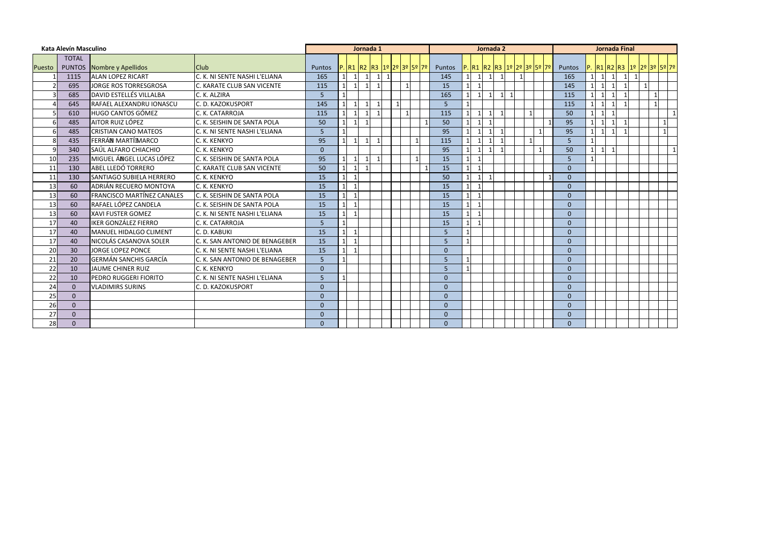| Kata Alevín Masculino | | | | Jornada 1 | | | | | | | | | | Jornada 2 | | | | | | | | | | Jornada Final | | | | | | | | | |
|---|---|---|---|---|---|---|---|---|---|---|---|---|---|---|---|---|---|---|---|---|---|---|---|---|---|---|---|---|---|---|---|---|---|
| Puesto | TOTAL PUNTOS | Nombre y Apellidos | Club | Puntos | P. | R1 | R2 | R3 | 1º | 2º | 3º | 5º | 7º | Puntos | P. | R1 | R2 | R3 | 1º | 2º | 3º | 5º | 7º | Puntos | P. | R1 | R2 | R3 | 1º | 2º | 3º | 5º | 7º |
| 1 | 1115 | ALAN LOPEZ RICART | C. K. NI SENTE NASHI L'ELIANA | 165 | 1 | 1 | 1 | 1 | 1 | | | | | 145 | 1 | 1 | 1 | 1 | | 1 | | | | 165 | 1 | 1 | 1 | 1 | 1 | | | | |
| 2 | 695 | JORGE ROS TORRESGROSA | C. KARATE CLUB SAN VICENTE | 115 | 1 | 1 | 1 | 1 | | | 1 | | | 15 | 1 | 1 | | | | | | | | 145 | 1 | 1 | 1 | 1 | | 1 | | | |
| 3 | 685 | DAVID ESTELLÉS VILLALBA | C. K. ALZIRA | 5 | 1 | | | | | | | | | 165 | 1 | 1 | 1 | 1 | 1 | | | | | 115 | 1 | 1 | 1 | 1 | | | 1 | | |
| 4 | 645 | RAFAEL ALEXANDRU IONASCU | C. D. KAZOKUSPORT | 145 | 1 | 1 | 1 | 1 | | 1 | | | | 5 | 1 | | | | | | | | | 115 | 1 | 1 | 1 | 1 | | | 1 | | |
| 5 | 610 | HUGO CANTOS GÓMEZ | C. K. CATARROJA | 115 | 1 | 1 | 1 | 1 | | | 1 | | | 115 | 1 | 1 | 1 | 1 | | | 1 | | | 50 | 1 | 1 | 1 | | | | | | 1 |
| 6 | 485 | AITOR RUIZ LÓPEZ | C. K. SEISHIN DE SANTA POLA | 50 | 1 | 1 | 1 | | | | | | 1 | 50 | 1 | 1 | 1 | | | | | | 1 | 95 | 1 | 1 | 1 | 1 | | | | 1 | |
| 6 | 485 | CRISTIAN CANO MATEOS | C. K. NI SENTE NASHI L'ELIANA | 5 | 1 | | | | | | | | | 95 | 1 | 1 | 1 | 1 | | | | 1 | | 95 | 1 | 1 | 1 | 1 | | | | 1 | |
| 8 | 435 | FERRÁN MARTÍ MARCO | C. K. KENKYO | 95 | 1 | 1 | 1 | 1 | | | | 1 | | 115 | 1 | 1 | 1 | 1 | | | 1 | | | 5 | 1 | | | | | | | | |
| 9 | 340 | SAÚL ALFARO CHIACHIO | C. K. KENKYO | 0 | | | | | | | | | | 95 | 1 | 1 | 1 | 1 | | | | 1 | | 50 | 1 | 1 | 1 | | | | | | 1 |
| 10 | 235 | MIGUEL ÁNGEL LUCAS LÓPEZ | C. K. SEISHIN DE SANTA POLA | 95 | 1 | 1 | 1 | 1 | | | | 1 | | 15 | 1 | 1 | | | | | | | | 5 | 1 | | | | | | | | |
| 11 | 130 | ABEL LLEDÓ TORRERO | C. KARATE CLUB SAN VICENTE | 50 | 1 | 1 | 1 | | | | | | 1 | 15 | 1 | 1 | | | | | | | | 0 | | | | | | | | | |
| 11 | 130 | SANTIAGO SUBIELA HERRERO | C. K. KENKYO | 15 | 1 | 1 | | | | | | | | 50 | 1 | 1 | 1 | | | | | | 1 | 0 | | | | | | | | | |
| 13 | 60 | ADRIÁN RECUERO MONTOYA | C. K. KENKYO | 15 | 1 | 1 | | | | | | | | 15 | 1 | 1 | | | | | | | | 0 | | | | | | | | | |
| 13 | 60 | FRANCISCO MARTÍNEZ CANALES | C. K. SEISHIN DE SANTA POLA | 15 | 1 | 1 | | | | | | | | 15 | 1 | 1 | | | | | | | | 0 | | | | | | | | | |
| 13 | 60 | RAFAEL LÓPEZ CANDELA | C. K. SEISHIN DE SANTA POLA | 15 | 1 | 1 | | | | | | | | 15 | 1 | 1 | | | | | | | | 0 | | | | | | | | | |
| 13 | 60 | XAVI FUSTER GOMEZ | C. K. NI SENTE NASHI L'ELIANA | 15 | 1 | 1 | | | | | | | | 15 | 1 | 1 | | | | | | | | 0 | | | | | | | | | |
| 17 | 40 | IKER GONZÁLEZ FIERRO | C. K. CATARROJA | 5 | 1 | | | | | | | | | 15 | 1 | 1 | | | | | | | | 0 | | | | | | | | | |
| 17 | 40 | MANUEL HIDALGO CLIMENT | C. D. KABUKI | 15 | 1 | 1 | | | | | | | | 5 | 1 | | | | | | | | | 0 | | | | | | | | | |
| 17 | 40 | NICOLÁS CASANOVA SOLER | C. K. SAN ANTONIO DE BENAGEBER | 15 | 1 | 1 | | | | | | | | 5 | 1 | | | | | | | | | 0 | | | | | | | | | |
| 20 | 30 | JORGE LOPEZ PONCE | C. K. NI SENTE NASHI L'ELIANA | 15 | 1 | 1 | | | | | | | | 0 | | | | | | | | | | 0 | | | | | | | | | |
| 21 | 20 | GERMÁN SANCHIS GARCÍA | C. K. SAN ANTONIO DE BENAGEBER | 5 | 1 | | | | | | | | | 5 | 1 | | | | | | | | | 0 | | | | | | | | | |
| 22 | 10 | JAUME CHINER RUIZ | C. K. KENKYO | 0 | | | | | | | | | | 5 | 1 | | | | | | | | | 0 | | | | | | | | | |
| 22 | 10 | PEDRO RUGGERI FIORITO | C. K. NI SENTE NASHI L'ELIANA | 5 | 1 | | | | | | | | | 0 | | | | | | | | | | 0 | | | | | | | | | |
| 24 | 0 | VLADIMIRS SURINS | C. D. KAZOKUSPORT | 0 | | | | | | | | | | 0 | | | | | | | | | | 0 | | | | | | | | | |
| 25 | 0 | | | 0 | | | | | | | | | | 0 | | | | | | | | | | 0 | | | | | | | | | |
| 26 | 0 | | | 0 | | | | | | | | | | 0 | | | | | | | | | | 0 | | | | | | | | | |
| 27 | 0 | | | 0 | | | | | | | | | | 0 | | | | | | | | | | 0 | | | | | | | | | |
| 28 | 0 | | | 0 | | | | | | | | | | 0 | | | | | | | | | | 0 | | | | | | | | | |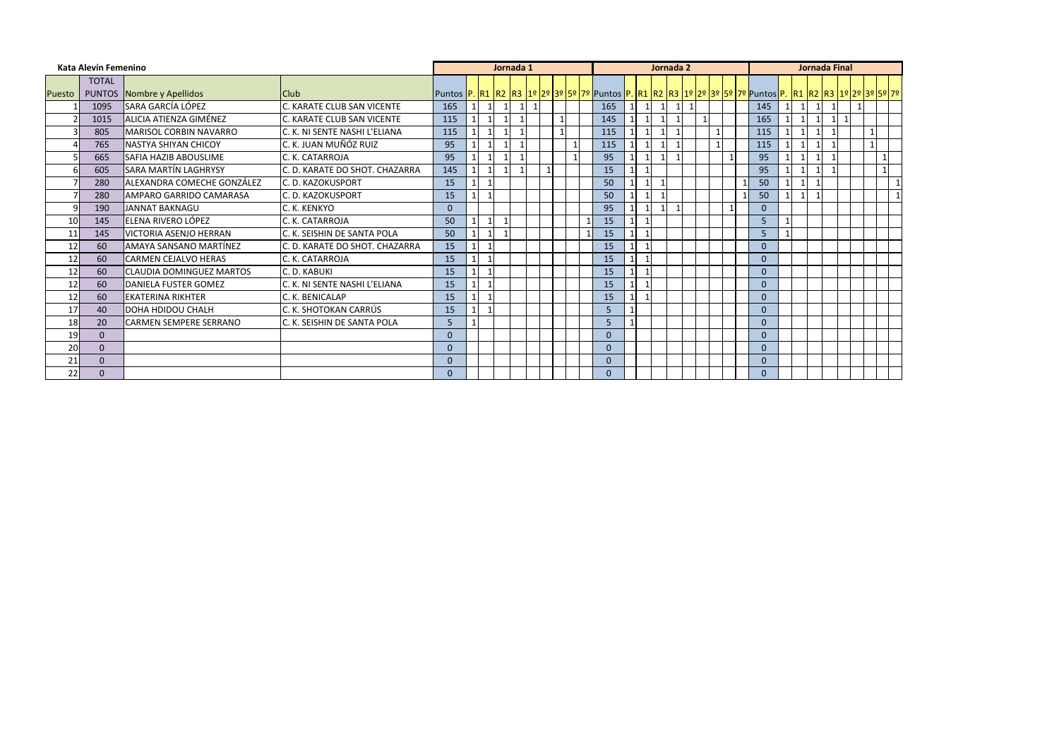**Kata Alevín Femenino**

| | TOTAL | | | Jornada 1 | | | | | | | | | | Jornada 2 | | | | | | | | | | Jornada Final | | | | | | | | | |
|---|---|---|---|---|---|---|---|---|---|---|---|---|---|---|---|---|---|---|---|---|---|---|---|---|---|---|---|---|---|---|---|---|---|
| Puesto | PUNTOS | Nombre y Apellidos | Club | Puntos | P. | R1 | R2 | R3 | 1º | 2º | 3º | 5º | 7º | Puntos | P. | R1 | R2 | R3 | 1º | 2º | 3º | 5º | 7º | Puntos | P. | R1 | R2 | R3 | 1º | 2º | 3º | 5º | 7º |
| 1 | 1095 | SARA GARCÍA LÓPEZ | C. KARATE CLUB SAN VICENTE | 165 | 1 | 1 | 1 | 1 | 1 | | | | | 165 | 1 | 1 | 1 | 1 | 1 | | | | | 145 | 1 | 1 | 1 | 1 | | 1 | | | |
| 2 | 1015 | ALICIA ATIENZA GIMÉNEZ | C. KARATE CLUB SAN VICENTE | 115 | 1 | 1 | 1 | 1 | | | 1 | | | 145 | 1 | 1 | 1 | 1 | | 1 | | | | 165 | 1 | 1 | 1 | 1 | 1 | | | | |
| 3 | 805 | MARISOL CORBIN NAVARRO | C. K. NI SENTE NASHI L'ELIANA | 115 | 1 | 1 | 1 | 1 | | | 1 | | | 115 | 1 | 1 | 1 | 1 | | | 1 | | | 115 | 1 | 1 | 1 | 1 | | | 1 | | |
| 4 | 765 | NASTYA SHIYAN CHICOY | C. K. JUAN MUÑÓZ RUIZ | 95 | 1 | 1 | 1 | 1 | | | | 1 | | 115 | 1 | 1 | 1 | 1 | | | 1 | | | 115 | 1 | 1 | 1 | 1 | | | 1 | | |
| 5 | 665 | SAFIA HAZIB ABOUSLIME | C. K. CATARROJA | 95 | 1 | 1 | 1 | 1 | | | | 1 | | 95 | 1 | 1 | 1 | 1 | | | | 1 | | 95 | 1 | 1 | 1 | 1 | | | | 1 | |
| 6 | 605 | SARA MARTÍN LAGHRYSY | C. D. KARATE DO SHOT. CHAZARRA | 145 | 1 | 1 | 1 | 1 | | 1 | | | | 15 | 1 | 1 | | | | | | | | 95 | 1 | 1 | 1 | 1 | | | | 1 | |
| 7 | 280 | ALEXANDRA COMECHE GONZÁLEZ | C. D. KAZOKUSPORT | 15 | 1 | 1 | | | | | | | | 50 | 1 | 1 | 1 | | | | | | 1 | 50 | 1 | 1 | 1 | | | | | | 1 |
| 7 | 280 | AMPARO GARRIDO CAMARASA | C. D. KAZOKUSPORT | 15 | 1 | 1 | | | | | | | | 50 | 1 | 1 | 1 | | | | | | 1 | 50 | 1 | 1 | 1 | | | | | | 1 |
| 9 | 190 | JANNAT BAKNAGU | C. K. KENKYO | 0 | | | | | | | | | | 95 | 1 | 1 | 1 | 1 | | | | 1 | | 0 | | | | | | | | | |
| 10 | 145 | ELENA RIVERO LÓPEZ | C. K. CATARROJA | 50 | 1 | 1 | 1 | | | | | | 1 | 15 | 1 | 1 | | | | | | | | 5 | 1 | | | | | | | | |
| 11 | 145 | VICTORIA ASENJO HERRAN | C. K. SEISHIN DE SANTA POLA | 50 | 1 | 1 | 1 | | | | | | 1 | 15 | 1 | 1 | | | | | | | | 5 | 1 | | | | | | | | |
| 12 | 60 | AMAYA SANSANO MARTÍNEZ | C. D. KARATE DO SHOT. CHAZARRA | 15 | 1 | 1 | | | | | | | | 15 | 1 | 1 | | | | | | | | 0 | | | | | | | | | |
| 12 | 60 | CARMEN CEJALVO HERAS | C. K. CATARROJA | 15 | 1 | 1 | | | | | | | | 15 | 1 | 1 | | | | | | | | 0 | | | | | | | | | |
| 12 | 60 | CLAUDIA DOMINGUEZ MARTOS | C. D. KABUKI | 15 | 1 | 1 | | | | | | | | 15 | 1 | 1 | | | | | | | | 0 | | | | | | | | | |
| 12 | 60 | DANIELA FUSTER GOMEZ | C. K. NI SENTE NASHI L'ELIANA | 15 | 1 | 1 | | | | | | | | 15 | 1 | 1 | | | | | | | | 0 | | | | | | | | | |
| 12 | 60 | EKATERINA RIKHTER | C. K. BENICALAP | 15 | 1 | 1 | | | | | | | | 15 | 1 | 1 | | | | | | | | 0 | | | | | | | | | |
| 17 | 40 | DOHA HDIDOU CHALH | C. K. SHOTOKAN CARRÚS | 15 | 1 | 1 | | | | | | | | 5 | 1 | | | | | | | | | 0 | | | | | | | | | |
| 18 | 20 | CARMEN SEMPERE SERRANO | C. K. SEISHIN DE SANTA POLA | 5 | 1 | | | | | | | | | 5 | 1 | | | | | | | | | 0 | | | | | | | | | |
| 19 | 0 | | | 0 | | | | | | | | | | 0 | | | | | | | | | | 0 | | | | | | | | | |
| 20 | 0 | | | 0 | | | | | | | | | | 0 | | | | | | | | | | 0 | | | | | | | | | |
| 21 | 0 | | | 0 | | | | | | | | | | 0 | | | | | | | | | | 0 | | | | | | | | | |
| 22 | 0 | | | 0 | | | | | | | | | | 0 | | | | | | | | | | 0 | | | | | | | | | |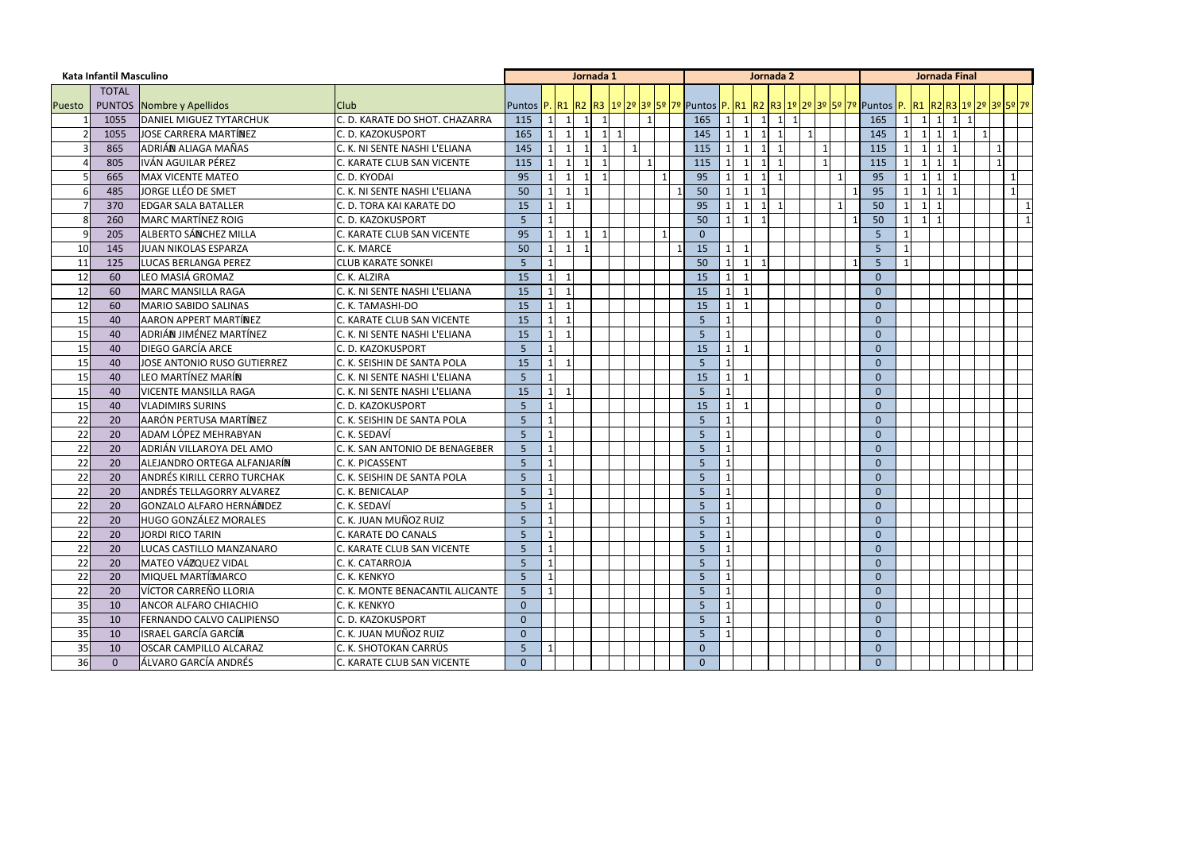| Kata Infantil Masculino | | | | Jornada 1 | | | | | | | | | | Jornada 2 | | | | | | | | | | Jornada Final | | | | | | | | | |
|---|---|---|---|---|---|---|---|---|---|---|---|---|---|---|---|---|---|---|---|---|---|---|---|---|---|---|---|---|---|---|---|---|---|
| Puesto | TOTAL PUNTOS | Nombre y Apellidos | Club | Puntos | P. | R1 | R2 | R3 | 1º | 2º | 3º | 5º | 7º | Puntos | P. | R1 | R2 | R3 | 1º | 2º | 3º | 5º | 7º | Puntos | P. | R1 | R2 | R3 | 1º | 2º | 3º | 5º | 7º |
| 1 | 1055 | DANIEL MIGUEZ TYTARCHUK | C. D. KARATE DO SHOT. CHAZARRA | 115 | 1 | 1 | 1 | 1 | | | 1 | | | 165 | 1 | 1 | 1 | 1 | 1 | | | | | 165 | 1 | 1 | 1 | 1 | 1 | | | | |
| 2 | 1055 | JOSE CARRERA MARTÍNEZ | C. D. KAZOKUSPORT | 165 | 1 | 1 | 1 | 1 | 1 | | | | | 145 | 1 | 1 | 1 | 1 | | 1 | | | | 145 | 1 | 1 | 1 | 1 | | 1 | | | |
| 3 | 865 | ADRIÁN ALIAGA MAÑAS | C. K. NI SENTE NASHI L'ELIANA | 145 | 1 | 1 | 1 | 1 | | 1 | | | | 115 | 1 | 1 | 1 | 1 | | | 1 | | | 115 | 1 | 1 | 1 | 1 | | | 1 | | |
| 4 | 805 | IVÁN AGUILAR PÉREZ | C. KARATE CLUB SAN VICENTE | 115 | 1 | 1 | 1 | 1 | | | 1 | | | 115 | 1 | 1 | 1 | 1 | | | 1 | | | 115 | 1 | 1 | 1 | 1 | | | 1 | | |
| 5 | 665 | MAX VICENTE MATEO | C. D. KYODAI | 95 | 1 | 1 | 1 | 1 | | | | 1 | | 95 | 1 | 1 | 1 | 1 | | | | 1 | | 95 | 1 | 1 | 1 | 1 | | | | 1 | |
| 6 | 485 | JORGE LLÉO DE SMET | C. K. NI SENTE NASHI L'ELIANA | 50 | 1 | 1 | 1 | | | | | | 1 | 50 | 1 | 1 | 1 | | | | | | 1 | 95 | 1 | 1 | 1 | 1 | | | | 1 | |
| 7 | 370 | EDGAR SALA BATALLER | C. D. TORA KAI KARATE DO | 15 | 1 | 1 | | | | | | | | 95 | 1 | 1 | 1 | 1 | | | | 1 | | 50 | 1 | 1 | 1 | | | | | | 1 |
| 8 | 260 | MARC MARTÍNEZ ROIG | C. D. KAZOKUSPORT | 5 | 1 | | | | | | | | | 50 | 1 | 1 | 1 | | | | | | 1 | 50 | 1 | 1 | 1 | | | | | | 1 |
| 9 | 205 | ALBERTO SÁNCHEZ MILLA | C. KARATE CLUB SAN VICENTE | 95 | 1 | 1 | 1 | 1 | | | | 1 | | 0 | | | | | | | | | | 5 | 1 | | | | | | | | |
| 10 | 145 | JUAN NIKOLAS ESPARZA | C. K. MARCE | 50 | 1 | 1 | 1 | | | | | | 1 | 15 | 1 | 1 | | | | | | | | 5 | 1 | | | | | | | | |
| 11 | 125 | LUCAS BERLANGA PEREZ | CLUB KARATE SONKEI | 5 | 1 | | | | | | | | | 50 | 1 | 1 | 1 | | | | | | 1 | 5 | 1 | | | | | | | | |
| 12 | 60 | LEO MASIÁ GROMAZ | C. K. ALZIRA | 15 | 1 | 1 | | | | | | | | 15 | 1 | 1 | | | | | | | | 0 | | | | | | | | | |
| 12 | 60 | MARC MANSILLA RAGA | C. K. NI SENTE NASHI L'ELIANA | 15 | 1 | 1 | | | | | | | | 15 | 1 | 1 | | | | | | | | 0 | | | | | | | | | |
| 12 | 60 | MARIO SABIDO SALINAS | C. K. TAMASHI-DO | 15 | 1 | 1 | | | | | | | | 15 | 1 | 1 | | | | | | | | 0 | | | | | | | | | |
| 15 | 40 | AARON APPERT MARTÍNEZ | C. KARATE CLUB SAN VICENTE | 15 | 1 | 1 | | | | | | | | 5 | 1 | | | | | | | | | 0 | | | | | | | | | |
| 15 | 40 | ADRIÁN JIMÉNEZ MARTÍNEZ | C. K. NI SENTE NASHI L'ELIANA | 15 | 1 | 1 | | | | | | | | 5 | 1 | | | | | | | | | 0 | | | | | | | | | |
| 15 | 40 | DIEGO GARCÍA ARCE | C. D. KAZOKUSPORT | 5 | 1 | | | | | | | | | 15 | 1 | 1 | | | | | | | | 0 | | | | | | | | | |
| 15 | 40 | JOSE ANTONIO RUSO GUTIERREZ | C. K. SEISHIN DE SANTA POLA | 15 | 1 | 1 | | | | | | | | 5 | 1 | | | | | | | | | 0 | | | | | | | | | |
| 15 | 40 | LEO MARTÍNEZ MARÍN | C. K. NI SENTE NASHI L'ELIANA | 5 | 1 | | | | | | | | | 15 | 1 | 1 | | | | | | | | 0 | | | | | | | | | |
| 15 | 40 | VICENTE MANSILLA RAGA | C. K. NI SENTE NASHI L'ELIANA | 15 | 1 | 1 | | | | | | | | 5 | 1 | | | | | | | | | 0 | | | | | | | | | |
| 15 | 40 | VLADIMIRS SURINS | C. D. KAZOKUSPORT | 5 | 1 | | | | | | | | | 15 | 1 | 1 | | | | | | | | 0 | | | | | | | | | |
| 22 | 20 | AARÓN PERTUSA MARTÍNEZ | C. K. SEISHIN DE SANTA POLA | 5 | 1 | | | | | | | | | 5 | 1 | | | | | | | | | 0 | | | | | | | | | |
| 22 | 20 | ADAM LÓPEZ MEHRABYAN | C. K. SEDAVÍ | 5 | 1 | | | | | | | | | 5 | 1 | | | | | | | | | 0 | | | | | | | | | |
| 22 | 20 | ADRIÁN VILLAROYA DEL AMO | C. K. SAN ANTONIO DE BENAGEBER | 5 | 1 | | | | | | | | | 5 | 1 | | | | | | | | | 0 | | | | | | | | | |
| 22 | 20 | ALEJANDRO ORTEGA ALFANJARÍN | C. K. PICASSENT | 5 | 1 | | | | | | | | | 5 | 1 | | | | | | | | | 0 | | | | | | | | | |
| 22 | 20 | ANDRÉS KIRILL CERRO TURCHAK | C. K. SEISHIN DE SANTA POLA | 5 | 1 | | | | | | | | | 5 | 1 | | | | | | | | | 0 | | | | | | | | | |
| 22 | 20 | ANDRÉS TELLAGORRY ALVAREZ | C. K. BENICALAP | 5 | 1 | | | | | | | | | 5 | 1 | | | | | | | | | 0 | | | | | | | | | |
| 22 | 20 | GONZALO ALFARO HERNÁNDEZ | C. K. SEDAVÍ | 5 | 1 | | | | | | | | | 5 | 1 | | | | | | | | | 0 | | | | | | | | | |
| 22 | 20 | HUGO GONZÁLEZ MORALES | C. K. JUAN MUÑOZ RUIZ | 5 | 1 | | | | | | | | | 5 | 1 | | | | | | | | | 0 | | | | | | | | | |
| 22 | 20 | JORDI RICO TARIN | C. KARATE DO CANALS | 5 | 1 | | | | | | | | | 5 | 1 | | | | | | | | | 0 | | | | | | | | | |
| 22 | 20 | LUCAS CASTILLO MANZANARO | C. KARATE CLUB SAN VICENTE | 5 | 1 | | | | | | | | | 5 | 1 | | | | | | | | | 0 | | | | | | | | | |
| 22 | 20 | MATEO VÁZQUEZ VIDAL | C. K. CATARROJA | 5 | 1 | | | | | | | | | 5 | 1 | | | | | | | | | 0 | | | | | | | | | |
| 22 | 20 | MIQUEL MARTÍ MARCO | C. K. KENKYO | 5 | 1 | | | | | | | | | 5 | 1 | | | | | | | | | 0 | | | | | | | | | |
| 22 | 20 | VÍCTOR CARREÑO LLORIA | C. K. MONTE BENACANTIL ALICANTE | 5 | 1 | | | | | | | | | 5 | 1 | | | | | | | | | 0 | | | | | | | | | |
| 35 | 10 | ANCOR ALFARO CHIACHIO | C. K. KENKYO | 0 | | | | | | | | | | 5 | 1 | | | | | | | | | 0 | | | | | | | | | |
| 35 | 10 | FERNANDO CALVO CALIPIENSO | C. D. KAZOKUSPORT | 0 | | | | | | | | | | 5 | 1 | | | | | | | | | 0 | | | | | | | | | |
| 35 | 10 | ISRAEL GARCÍA GARCÍA | C. K. JUAN MUÑOZ RUIZ | 0 | | | | | | | | | | 5 | 1 | | | | | | | | | 0 | | | | | | | | | |
| 35 | 10 | OSCAR CAMPILLO ALCARAZ | C. K. SHOTOKAN CARRÚS | 5 | 1 | | | | | | | | | 0 | | | | | | | | | | 0 | | | | | | | | | |
| 36 | 0 | ÁLVARO GARCÍA ANDRÉS | C. KARATE CLUB SAN VICENTE | 0 | | | | | | | | | | 0 | | | | | | | | | | 0 | | | | | | | | | |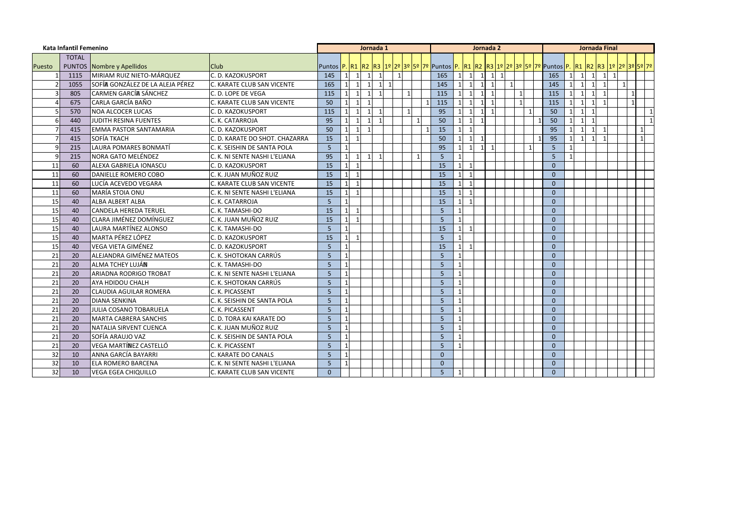## Kata Infantil Femenino

| Puesto | TOTAL PUNTOS | Nombre y Apellidos | Club | Jornada 1 | | | | | | | | | | Jornada 2 | | | | | | | | | | Jornada Final | | | | | | | | | |
|---|---|---|---|---|---|---|---|---|---|---|---|---|---|---|---|---|---|---|---|---|---|---|---|---|---|---|---|---|---|---|---|---|---|
| | | | | Puntos | P. | R1 | R2 | R3 | 1º | 2º | 3º | 5º | 7º | Puntos | P. | R1 | R2 | R3 | 1º | 2º | 3º | 5º | 7º | Puntos | P. | R1 | R2 | R3 | 1º | 2º | 3º | 5º | 7º |
| 1 | 1115 | MIRIAM RUIZ NIETO-MÁRQUEZ | C. D. KAZOKUSPORT | 145 | 1 | 1 | 1 | 1 | | 1 | | | | 165 | 1 | 1 | 1 | 1 | 1 | | | | | 165 | 1 | 1 | 1 | 1 | 1 | | | | |
| 2 | 1055 | SOFÍA GONZÁLEZ DE LA ALEJA PÉREZ | C. KARATE CLUB SAN VICENTE | 165 | 1 | 1 | 1 | 1 | 1 | | | | | 145 | 1 | 1 | 1 | 1 | | 1 | | | | 145 | 1 | 1 | 1 | 1 | | 1 | | | |
| 3 | 805 | CARMEN GARCÍA SÁNCHEZ | C. D. LOPE DE VEGA | 115 | 1 | 1 | 1 | 1 | | | 1 | | | 115 | 1 | 1 | 1 | 1 | | | 1 | | | 115 | 1 | 1 | 1 | 1 | | | 1 | | |
| 4 | 675 | CARLA GARCÍA BAÑO | C. KARATE CLUB SAN VICENTE | 50 | 1 | 1 | 1 | | | | | | 1 | 115 | 1 | 1 | 1 | 1 | | | 1 | | | 115 | 1 | 1 | 1 | 1 | | | 1 | | |
| 5 | 570 | NOA ALCOCER LUCAS | C. D. KAZOKUSPORT | 115 | 1 | 1 | 1 | 1 | | | 1 | | | 95 | 1 | 1 | 1 | 1 | | | | 1 | | 50 | 1 | 1 | 1 | | | | | | 1 |
| 6 | 440 | JUDITH RESINA FUENTES | C. K. CATARROJA | 95 | 1 | 1 | 1 | 1 | | | | 1 | | 50 | 1 | 1 | 1 | | | | | | 1 | 50 | 1 | 1 | 1 | | | | | | 1 |
| 7 | 415 | EMMA PASTOR SANTAMARIA | C. D. KAZOKUSPORT | 50 | 1 | 1 | 1 | | | | | | 1 | 15 | 1 | 1 | | | | | | | | 95 | 1 | 1 | 1 | 1 | | | | 1 | |
| 7 | 415 | SOFÍA TKACH | C. D. KARATE DO SHOT. CHAZARRA | 15 | 1 | 1 | | | | | | | | 50 | 1 | 1 | 1 | | | | | | 1 | 95 | 1 | 1 | 1 | 1 | | | | 1 | |
| 9 | 215 | LAURA POMARES BONMATÍ | C. K. SEISHIN DE SANTA POLA | 5 | 1 | | | | | | | | | 95 | 1 | 1 | 1 | 1 | | | | 1 | | 5 | 1 | | | | | | | | |
| 9 | 215 | NORA GATO MELÉNDEZ | C. K. NI SENTE NASHI L'ELIANA | 95 | 1 | 1 | 1 | 1 | | | | 1 | | 5 | 1 | | | | | | | | | 5 | 1 | | | | | | | | |
| 11 | 60 | ALEXA GABRIELA IONASCU | C. D. KAZOKUSPORT | 15 | 1 | 1 | | | | | | | | 15 | 1 | 1 | | | | | | | | 0 | | | | | | | | | |
| 11 | 60 | DANIELLE ROMERO COBO | C. K. JUAN MUÑOZ RUIZ | 15 | 1 | 1 | | | | | | | | 15 | 1 | 1 | | | | | | | | 0 | | | | | | | | | |
| 11 | 60 | LUCÍA ACEVEDO VEGARA | C. KARATE CLUB SAN VICENTE | 15 | 1 | 1 | | | | | | | | 15 | 1 | 1 | | | | | | | | 0 | | | | | | | | | |
| 11 | 60 | MARÍA STOIA ONU | C. K. NI SENTE NASHI L'ELIANA | 15 | 1 | 1 | | | | | | | | 15 | 1 | 1 | | | | | | | | 0 | | | | | | | | | |
| 15 | 40 | ALBA ALBERT ALBA | C. K. CATARROJA | 5 | 1 | | | | | | | | | 15 | 1 | 1 | | | | | | | | 0 | | | | | | | | | |
| 15 | 40 | CANDELA HEREDA TERUEL | C. K. TAMASHI-DO | 15 | 1 | 1 | | | | | | | | 5 | 1 | | | | | | | | | 0 | | | | | | | | | |
| 15 | 40 | CLARA JIMÉNEZ DOMÍNGUEZ | C. K. JUAN MUÑOZ RUIZ | 15 | 1 | 1 | | | | | | | | 5 | 1 | | | | | | | | | 0 | | | | | | | | | |
| 15 | 40 | LAURA MARTÍNEZ ALONSO | C. K. TAMASHI-DO | 5 | 1 | | | | | | | | | 15 | 1 | 1 | | | | | | | | 0 | | | | | | | | | |
| 15 | 40 | MARTA PÉREZ LÓPEZ | C. D. KAZOKUSPORT | 15 | 1 | 1 | | | | | | | | 5 | 1 | | | | | | | | | 0 | | | | | | | | | |
| 15 | 40 | VEGA VIETA GIMÉNEZ | C. D. KAZOKUSPORT | 5 | 1 | | | | | | | | | 15 | 1 | 1 | | | | | | | | 0 | | | | | | | | | |
| 21 | 20 | ALEJANDRA GIMÉNEZ MATEOS | C. K. SHOTOKAN CARRÚS | 5 | 1 | | | | | | | | | 5 | 1 | | | | | | | | | 0 | | | | | | | | | |
| 21 | 20 | ALMA TCHEY LUJÁN | C. K. TAMASHI-DO | 5 | 1 | | | | | | | | | 5 | 1 | | | | | | | | | 0 | | | | | | | | | |
| 21 | 20 | ARIADNA RODRIGO TROBAT | C. K. NI SENTE NASHI L'ELIANA | 5 | 1 | | | | | | | | | 5 | 1 | | | | | | | | | 0 | | | | | | | | | |
| 21 | 20 | AYA HDIDOU CHALH | C. K. SHOTOKAN CARRÚS | 5 | 1 | | | | | | | | | 5 | 1 | | | | | | | | | 0 | | | | | | | | | |
| 21 | 20 | CLAUDIA AGUILAR ROMERA | C. K. PICASSENT | 5 | 1 | | | | | | | | | 5 | 1 | | | | | | | | | 0 | | | | | | | | | |
| 21 | 20 | DIANA SENKINA | C. K. SEISHIN DE SANTA POLA | 5 | 1 | | | | | | | | | 5 | 1 | | | | | | | | | 0 | | | | | | | | | |
| 21 | 20 | JULIA COSANO TOBARUELA | C. K. PICASSENT | 5 | 1 | | | | | | | | | 5 | 1 | | | | | | | | | 0 | | | | | | | | | |
| 21 | 20 | MARTA CABRERA SANCHIS | C. D. TORA KAI KARATE DO | 5 | 1 | | | | | | | | | 5 | 1 | | | | | | | | | 0 | | | | | | | | | |
| 21 | 20 | NATALIA SIRVENT CUENCA | C. K. JUAN MUÑOZ RUIZ | 5 | 1 | | | | | | | | | 5 | 1 | | | | | | | | | 0 | | | | | | | | | |
| 21 | 20 | SOFÍA ARAUJO VAZ | C. K. SEISHIN DE SANTA POLA | 5 | 1 | | | | | | | | | 5 | 1 | | | | | | | | | 0 | | | | | | | | | |
| 21 | 20 | VEGA MARTÍNEZ CASTELLÓ | C. K. PICASSENT | 5 | 1 | | | | | | | | | 5 | 1 | | | | | | | | | 0 | | | | | | | | | |
| 32 | 10 | ANNA GARCÍA BAYARRI | C. KARATE DO CANALS | 5 | 1 | | | | | | | | | 0 | | | | | | | | | | 0 | | | | | | | | | |
| 32 | 10 | ELA ROMERO BARCENA | C. K. NI SENTE NASHI L'ELIANA | 5 | 1 | | | | | | | | | 0 | | | | | | | | | | 0 | | | | | | | | | |
| 32 | 10 | VEGA EGEA CHIQUILLO | C. KARATE CLUB SAN VICENTE | 0 | | | | | | | | | | 5 | 1 | | | | | | | | | 0 | | | | | | | | | |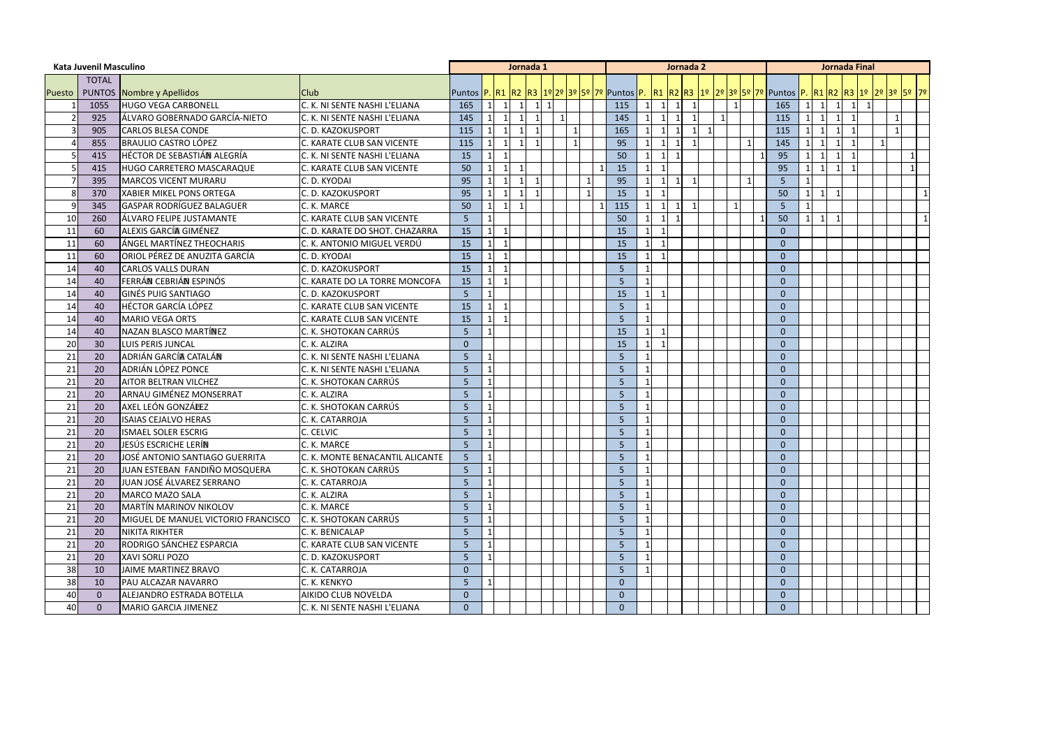**Kata Juvenil Masculino**

| Puesto | TOTAL PUNTOS | Nombre y Apellidos | Club | Jornada 1 Puntos | P. | R1 | R2 | R3 | 1º | 2º | 3º | 5º | 7º | Jornada 2 Puntos | P. | R1 | R2 | R3 | 1º | 2º | 3º | 5º | 7º | Jornada Final Puntos | P. | R1 | R2 | R3 | 1º | 2º | 3º | 5º | 7º |
|---|---|---|---|---|---|---|---|---|---|---|---|---|---|---|---|---|---|---|---|---|---|---|---|---|---|---|---|---|---|---|---|---|---|
| 1 | 1055 | HUGO VEGA CARBONELL | C. K. NI SENTE NASHI L'ELIANA | 165 | 1 | 1 | 1 | 1 | 1 | | | | | 115 | 1 | 1 | 1 | 1 | | | 1 | | | 165 | 1 | 1 | 1 | 1 | 1 | | | | |
| 2 | 925 | ÁLVARO GOBERNADO GARCÍA-NIETO | C. K. NI SENTE NASHI L'ELIANA | 145 | 1 | 1 | 1 | 1 | | 1 | | | | 145 | 1 | 1 | 1 | 1 | | 1 | | | | 115 | 1 | 1 | 1 | 1 | | | 1 | | |
| 3 | 905 | CARLOS BLESA CONDE | C. D. KAZOKUSPORT | 115 | 1 | 1 | 1 | 1 | | | 1 | | | 165 | 1 | 1 | 1 | 1 | 1 | | | | | 115 | 1 | 1 | 1 | 1 | | | 1 | | |
| 4 | 855 | BRAULIO CASTRO LÓPEZ | C. KARATE CLUB SAN VICENTE | 115 | 1 | 1 | 1 | 1 | | | 1 | | | 95 | 1 | 1 | 1 | 1 | | | | 1 | | 145 | 1 | 1 | 1 | 1 | | 1 | | | |
| 5 | 415 | HÉCTOR DE SEBASTIÁN ALEGRÍA | C. K. NI SENTE NASHI L'ELIANA | 15 | 1 | 1 | | | | | | | | 50 | 1 | 1 | 1 | | | | | | 1 | 95 | 1 | 1 | 1 | 1 | | | | 1 | |
| 5 | 415 | HUGO CARRETERO MASCARAQUE | C. KARATE CLUB SAN VICENTE | 50 | 1 | 1 | 1 | | | | | | 1 | 15 | 1 | 1 | | | | | | | | 95 | 1 | 1 | 1 | 1 | | | | 1 | |
| 7 | 395 | MARCOS VICENT MURARU | C. D. KYODAI | 95 | 1 | 1 | 1 | 1 | | | | 1 | | 95 | 1 | 1 | 1 | 1 | | | | 1 | | 5 | 1 | | | | | | | | |
| 8 | 370 | XABIER MIKEL PONS ORTEGA | C. D. KAZOKUSPORT | 95 | 1 | 1 | 1 | 1 | | | | 1 | | 15 | 1 | 1 | | | | | | | | 50 | 1 | 1 | 1 | | | | | | 1 |
| 9 | 345 | GASPAR RODRÍGUEZ BALAGUER | C. K. MARCE | 50 | 1 | 1 | 1 | | | | | | 1 | 115 | 1 | 1 | 1 | 1 | | | 1 | | | 5 | 1 | | | | | | | | |
| 10 | 260 | ÁLVARO FELIPE JUSTAMANTE | C. KARATE CLUB SAN VICENTE | 5 | 1 | | | | | | | | | 50 | 1 | 1 | 1 | | | | | | 1 | 50 | 1 | 1 | 1 | | | | | | 1 |
| 11 | 60 | ALEXIS GARCÍA GIMÉNEZ | C. D. KARATE DO SHOT. CHAZARRA | 15 | 1 | 1 | | | | | | | | 15 | 1 | 1 | | | | | | | | 0 | | | | | | | | | |
| 11 | 60 | ÁNGEL MARTÍNEZ THEOCHARIS | C. K. ANTONIO MIGUEL VERDÚ | 15 | 1 | 1 | | | | | | | | 15 | 1 | 1 | | | | | | | | 0 | | | | | | | | | |
| 11 | 60 | ORIOL PÉREZ DE ANUZITA GARCÍA | C. D. KYODAI | 15 | 1 | 1 | | | | | | | | 15 | 1 | 1 | | | | | | | | 0 | | | | | | | | | |
| 14 | 40 | CARLOS VALLS DURAN | C. D. KAZOKUSPORT | 15 | 1 | 1 | | | | | | | | 5 | 1 | | | | | | | | | 0 | | | | | | | | | |
| 14 | 40 | FERRÁN CEBRIÁN ESPINÓS | C. KARATE DO LA TORRE MONCOFA | 15 | 1 | 1 | | | | | | | | 5 | 1 | | | | | | | | | 0 | | | | | | | | | |
| 14 | 40 | GINÉS PUIG SANTIAGO | C. D. KAZOKUSPORT | 5 | 1 | | | | | | | | | 15 | 1 | 1 | | | | | | | | 0 | | | | | | | | | |
| 14 | 40 | HÉCTOR GARCÍA LÓPEZ | C. KARATE CLUB SAN VICENTE | 15 | 1 | 1 | | | | | | | | 5 | 1 | | | | | | | | | 0 | | | | | | | | | |
| 14 | 40 | MARIO VEGA ORTS | C. KARATE CLUB SAN VICENTE | 15 | 1 | 1 | | | | | | | | 5 | 1 | | | | | | | | | 0 | | | | | | | | | |
| 14 | 40 | NAZAN BLASCO MARTÍNEZ | C. K. SHOTOKAN CARRÚS | 5 | 1 | | | | | | | | | 15 | 1 | 1 | | | | | | | | 0 | | | | | | | | | |
| 20 | 30 | LUIS PERIS JUNCAL | C. K. ALZIRA | 0 | | | | | | | | | | 15 | 1 | 1 | | | | | | | | 0 | | | | | | | | | |
| 21 | 20 | ADRIÁN GARCÍA CATALÁN | C. K. NI SENTE NASHI L'ELIANA | 5 | 1 | | | | | | | | | 5 | 1 | | | | | | | | | 0 | | | | | | | | | |
| 21 | 20 | ADRIÁN LÓPEZ PONCE | C. K. NI SENTE NASHI L'ELIANA | 5 | 1 | | | | | | | | | 5 | 1 | | | | | | | | | 0 | | | | | | | | | |
| 21 | 20 | AITOR BELTRAN VILCHEZ | C. K. SHOTOKAN CARRÚS | 5 | 1 | | | | | | | | | 5 | 1 | | | | | | | | | 0 | | | | | | | | | |
| 21 | 20 | ARNAU GIMÉNEZ MONSERRAT | C. K. ALZIRA | 5 | 1 | | | | | | | | | 5 | 1 | | | | | | | | | 0 | | | | | | | | | |
| 21 | 20 | AXEL LEÓN GONZÁLEZ | C. K. SHOTOKAN CARRÚS | 5 | 1 | | | | | | | | | 5 | 1 | | | | | | | | | 0 | | | | | | | | | |
| 21 | 20 | ISAIAS CEJALVO HERAS | C. K. CATARROJA | 5 | 1 | | | | | | | | | 5 | 1 | | | | | | | | | 0 | | | | | | | | | |
| 21 | 20 | ISMAEL SOLER ESCRIG | C. CELVIC | 5 | 1 | | | | | | | | | 5 | 1 | | | | | | | | | 0 | | | | | | | | | |
| 21 | 20 | JESÚS ESCRICHE LERÍN | C. K. MARCE | 5 | 1 | | | | | | | | | 5 | 1 | | | | | | | | | 0 | | | | | | | | | |
| 21 | 20 | JOSÉ ANTONIO SANTIAGO GUERRITA | C. K. MONTE BENACANTIL ALICANTE | 5 | 1 | | | | | | | | | 5 | 1 | | | | | | | | | 0 | | | | | | | | | |
| 21 | 20 | JUAN ESTEBAN FANDIÑO MOSQUERA | C. K. SHOTOKAN CARRÚS | 5 | 1 | | | | | | | | | 5 | 1 | | | | | | | | | 0 | | | | | | | | | |
| 21 | 20 | JUAN JOSÉ ÁLVAREZ SERRANO | C. K. CATARROJA | 5 | 1 | | | | | | | | | 5 | 1 | | | | | | | | | 0 | | | | | | | | | |
| 21 | 20 | MARCO MAZO SALA | C. K. ALZIRA | 5 | 1 | | | | | | | | | 5 | 1 | | | | | | | | | 0 | | | | | | | | | |
| 21 | 20 | MARTÍN MARINOV NIKOLOV | C. K. MARCE | 5 | 1 | | | | | | | | | 5 | 1 | | | | | | | | | 0 | | | | | | | | | |
| 21 | 20 | MIGUEL DE MANUEL VICTORIO FRANCISCO | C. K. SHOTOKAN CARRÚS | 5 | 1 | | | | | | | | | 5 | 1 | | | | | | | | | 0 | | | | | | | | | |
| 21 | 20 | NIKITA RIKHTER | C. K. BENICALAP | 5 | 1 | | | | | | | | | 5 | 1 | | | | | | | | | 0 | | | | | | | | | |
| 21 | 20 | RODRIGO SÁNCHEZ ESPARCIA | C. KARATE CLUB SAN VICENTE | 5 | 1 | | | | | | | | | 5 | 1 | | | | | | | | | 0 | | | | | | | | | |
| 21 | 20 | XAVI SORLI POZO | C. D. KAZOKUSPORT | 5 | 1 | | | | | | | | | 5 | 1 | | | | | | | | | 0 | | | | | | | | | |
| 38 | 10 | JAIME MARTINEZ BRAVO | C. K. CATARROJA | 0 | | | | | | | | | | 5 | 1 | | | | | | | | | 0 | | | | | | | | | |
| 38 | 10 | PAU ALCAZAR NAVARRO | C. K. KENKYO | 5 | 1 | | | | | | | | | 0 | | | | | | | | | | 0 | | | | | | | | | |
| 40 | 0 | ALEJANDRO ESTRADA BOTELLA | AIKIDO CLUB NOVELDA | 0 | | | | | | | | | | 0 | | | | | | | | | | 0 | | | | | | | | | |
| 40 | 0 | MARIO GARCIA JIMENEZ | C. K. NI SENTE NASHI L'ELIANA | 0 | | | | | | | | | | 0 | | | | | | | | | | 0 | | | | | | | | | |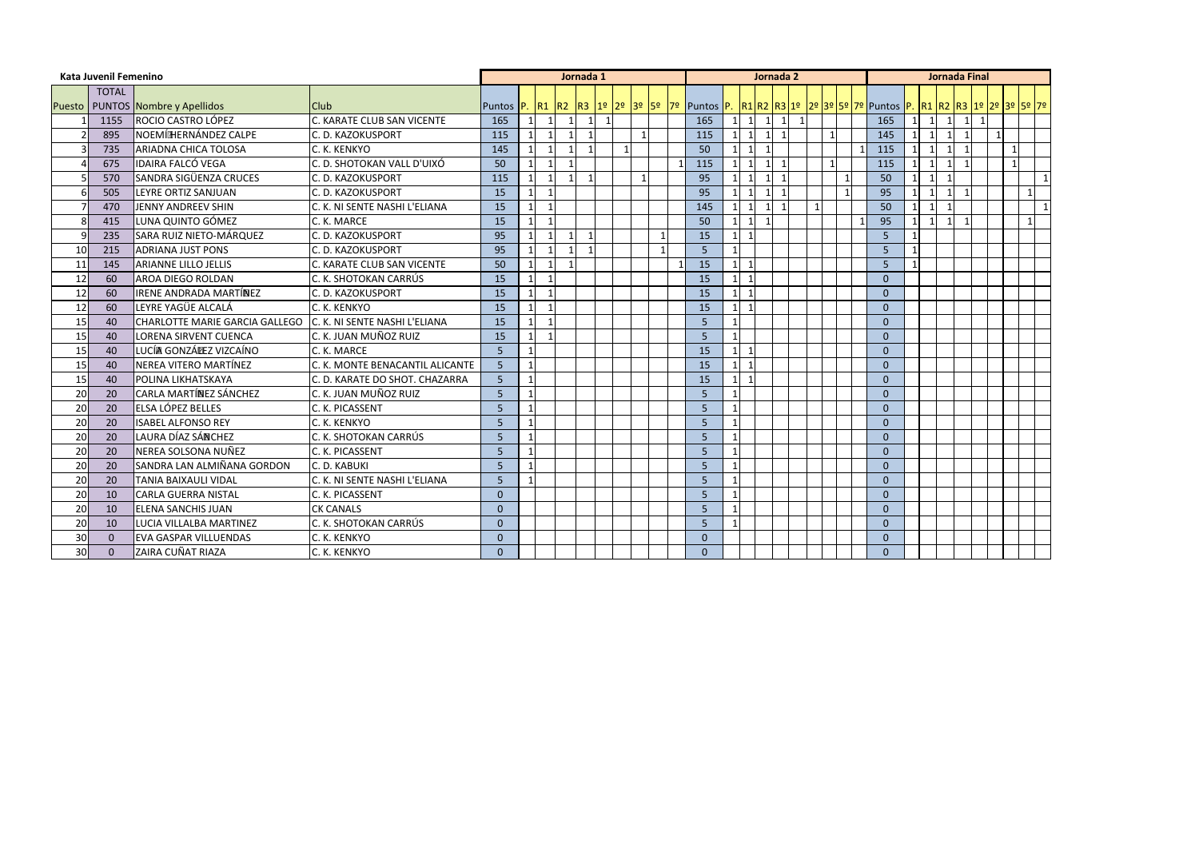**Kata Juvenil Femenino**

| | TOTAL | | | Jornada 1 | | | | | | | | | | Jornada 2 | | | | | | | | | | Jornada Final | | | | | | | | | |
|---|---|---|---|---|---|---|---|---|---|---|---|---|---|---|---|---|---|---|---|---|---|---|---|---|---|---|---|---|---|---|---|---|---|
| Puesto | PUNTOS | Nombre y Apellidos | Club | Puntos | P. | R1 | R2 | R3 | 1º | 2º | 3º | 5º | 7º | Puntos | P. | R1 | R2 | R3 | 1º | 2º | 3º | 5º | 7º | Puntos | P. | R1 | R2 | R3 | 1º | 2º | 3º | 5º | 7º |
| 1 | 1155 | ROCIO CASTRO LÓPEZ | C. KARATE CLUB SAN VICENTE | 165 | 1 | 1 | 1 | 1 | 1 | | | | | 165 | 1 | 1 | 1 | 1 | 1 | | | | | 165 | 1 | 1 | 1 | 1 | 1 | | | | |
| 2 | 895 | NOEMÍ HERNÁNDEZ CALPE | C. D. KAZOKUSPORT | 115 | 1 | 1 | 1 | 1 | | | 1 | | | 115 | 1 | 1 | 1 | 1 | | | 1 | | | 145 | 1 | 1 | 1 | 1 | | 1 | | | |
| 3 | 735 | ARIADNA CHICA TOLOSA | C. K. KENKYO | 145 | 1 | 1 | 1 | 1 | | 1 | | | | 50 | 1 | 1 | 1 | | | | | | 1 | 115 | 1 | 1 | 1 | 1 | | | 1 | | |
| 4 | 675 | IDAIRA FALCÓ VEGA | C. D. SHOTOKAN VALL D'UIXÓ | 50 | 1 | 1 | 1 | | | | | | 1 | 115 | 1 | 1 | 1 | 1 | | | 1 | | | 115 | 1 | 1 | 1 | 1 | | | 1 | | |
| 5 | 570 | SANDRA SIGÜENZA CRUCES | C. D. KAZOKUSPORT | 115 | 1 | 1 | 1 | 1 | | | 1 | | | 95 | 1 | 1 | 1 | 1 | | | | 1 | | 50 | 1 | 1 | 1 | | | | | | 1 |
| 6 | 505 | LEYRE ORTIZ SANJUAN | C. D. KAZOKUSPORT | 15 | 1 | 1 | | | | | | | | 95 | 1 | 1 | 1 | 1 | | | | 1 | | 95 | 1 | 1 | 1 | 1 | | | | 1 | |
| 7 | 470 | JENNY ANDREEV SHIN | C. K. NI SENTE NASHI L'ELIANA | 15 | 1 | 1 | | | | | | | | 145 | 1 | 1 | 1 | 1 | | 1 | | | | 50 | 1 | 1 | 1 | | | | | | 1 |
| 8 | 415 | LUNA QUINTO GÓMEZ | C. K. MARCE | 15 | 1 | 1 | | | | | | | | 50 | 1 | 1 | 1 | | | | | | 1 | 95 | 1 | 1 | 1 | 1 | | | | 1 | |
| 9 | 235 | SARA RUIZ NIETO-MÁRQUEZ | C. D. KAZOKUSPORT | 95 | 1 | 1 | 1 | 1 | | | | 1 | | 15 | 1 | 1 | | | | | | | | 5 | 1 | | | | | | | | |
| 10 | 215 | ADRIANA JUST PONS | C. D. KAZOKUSPORT | 95 | 1 | 1 | 1 | 1 | | | | 1 | | 5 | 1 | | | | | | | | | 5 | 1 | | | | | | | | |
| 11 | 145 | ARIANNE LILLO JELLIS | C. KARATE CLUB SAN VICENTE | 50 | 1 | 1 | 1 | | | | | | 1 | 15 | 1 | 1 | | | | | | | | 5 | 1 | | | | | | | | |
| 12 | 60 | AROA DIEGO ROLDAN | C. K. SHOTOKAN CARRÚS | 15 | 1 | 1 | | | | | | | | 15 | 1 | 1 | | | | | | | | 0 | | | | | | | | | |
| 12 | 60 | IRENE ANDRADA MARTÍNEZ | C. D. KAZOKUSPORT | 15 | 1 | 1 | | | | | | | | 15 | 1 | 1 | | | | | | | | 0 | | | | | | | | | |
| 12 | 60 | LEYRE YAGÜE ALCALÁ | C. K. KENKYO | 15 | 1 | 1 | | | | | | | | 15 | 1 | 1 | | | | | | | | 0 | | | | | | | | | |
| 15 | 40 | CHARLOTTE MARIE GARCIA GALLEGO | C. K. NI SENTE NASHI L'ELIANA | 15 | 1 | 1 | | | | | | | | 15 | 1 | 1 | | | | | | | | 0 | | | | | | | | | |
| 15 | 40 | LORENA SIRVENT CUENCA | C. K. JUAN MUÑOZ RUIZ | 15 | 1 | 1 | | | | | | | | 5 | 1 | | | | | | | | | 0 | | | | | | | | | |
| 15 | 40 | LUCÍA GONZÁLEZ VIZCAÍNO | C. K. MARCE | 5 | 1 | | | | | | | | | 15 | 1 | 1 | | | | | | | | 0 | | | | | | | | | |
| 15 | 40 | NEREA VITERO MARTÍNEZ | C. K. MONTE BENACANTIL ALICANTE | 5 | 1 | | | | | | | | | 15 | 1 | 1 | | | | | | | | 0 | | | | | | | | | |
| 15 | 40 | POLINA LIKHATSKAYA | C. D. KARATE DO SHOT. CHAZARRA | 5 | 1 | | | | | | | | | 15 | 1 | 1 | | | | | | | | 0 | | | | | | | | | |
| 20 | 20 | CARLA MARTÍNEZ SÁNCHEZ | C. K. JUAN MUÑOZ RUIZ | 5 | 1 | | | | | | | | | 5 | 1 | | | | | | | | | 0 | | | | | | | | | |
| 20 | 20 | ELSA LÓPEZ BELLES | C. K. PICASSENT | 5 | 1 | | | | | | | | | 5 | 1 | | | | | | | | | 0 | | | | | | | | | |
| 20 | 20 | ISABEL ALFONSO REY | C. K. KENKYO | 5 | 1 | | | | | | | | | 5 | 1 | | | | | | | | | 0 | | | | | | | | | |
| 20 | 20 | LAURA DÍAZ SÁNCHEZ | C. K. SHOTOKAN CARRÚS | 5 | 1 | | | | | | | | | 5 | 1 | | | | | | | | | 0 | | | | | | | | | |
| 20 | 20 | NEREA SOLSONA NUÑEZ | C. K. PICASSENT | 5 | 1 | | | | | | | | | 5 | 1 | | | | | | | | | 0 | | | | | | | | | |
| 20 | 20 | SANDRA LAN ALMIÑANA GORDON | C. D. KABUKI | 5 | 1 | | | | | | | | | 5 | 1 | | | | | | | | | 0 | | | | | | | | | |
| 20 | 20 | TANIA BAIXAULI VIDAL | C. K. NI SENTE NASHI L'ELIANA | 5 | 1 | | | | | | | | | 5 | 1 | | | | | | | | | 0 | | | | | | | | | |
| 20 | 10 | CARLA GUERRA NISTAL | C. K. PICASSENT | 0 | | | | | | | | | | 5 | 1 | | | | | | | | | 0 | | | | | | | | | |
| 20 | 10 | ELENA SANCHIS JUAN | CK CANALS | 0 | | | | | | | | | | 5 | 1 | | | | | | | | | 0 | | | | | | | | | |
| 20 | 10 | LUCIA VILLALBA MARTINEZ | C. K. SHOTOKAN CARRÚS | 0 | | | | | | | | | | 5 | 1 | | | | | | | | | 0 | | | | | | | | | |
| 30 | 0 | EVA GASPAR VILLUENDAS | C. K. KENKYO | 0 | | | | | | | | | | 0 | | | | | | | | | | 0 | | | | | | | | | |
| 30 | 0 | ZAIRA CUÑAT RIAZA | C. K. KENKYO | 0 | | | | | | | | | | 0 | | | | | | | | | | 0 | | | | | | | | | |